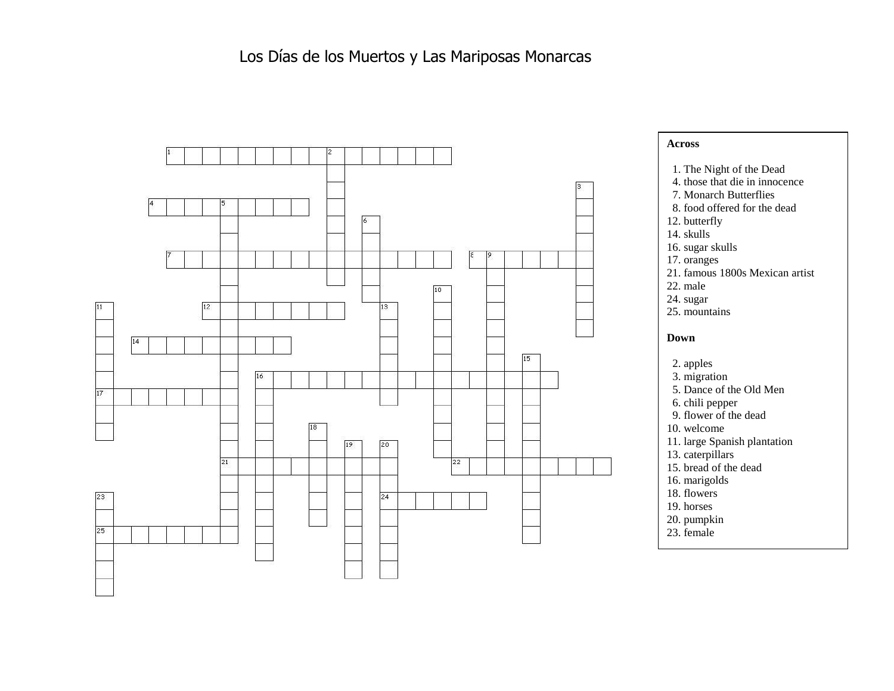# Los Días de los Muertos y Las Mariposas Monarcas

**Across**

1. The Night of the Dead
4. those that die in innocence
7. Monarch Butterflies
8. food offered for the dead
12. butterfly
14. skulls
16. sugar skulls
17. oranges
21. famous 1800s Mexican artist
22. male
24. sugar
25. mountains

**Down**

2. apples
3. migration
5. Dance of the Old Men
6. chili pepper
9. flower of the dead
10. welcome
11. large Spanish plantation
13. caterpillars
15. bread of the dead
16. marigolds
18. flowers
19. horses
20. pumpkin
23. female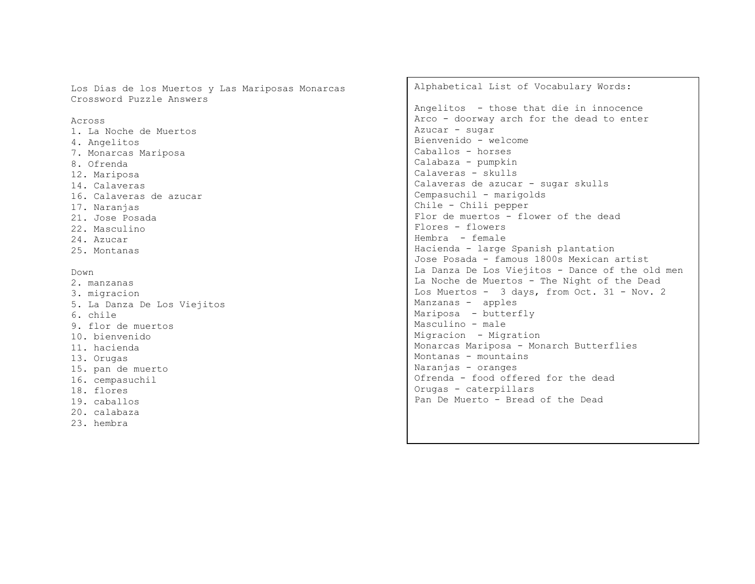Los Días de los Muertos y Las Mariposas Monarcas
Crossword Puzzle Answers

Across
1. La Noche de Muertos
4. Angelitos
7. Monarcas Mariposa
8. Ofrenda
12. Mariposa
14. Calaveras
16. Calaveras de azucar
17. Naranjas
21. Jose Posada
22. Masculino
24. Azucar
25. Montanas

Down
2. manzanas
3. migracion
5. La Danza De Los Viejitos
6. chile
9. flor de muertos
10. bienvenido
11. hacienda
13. Orugas
15. pan de muerto
16. cempasuchil
18. flores
19. caballos
20. calabaza
23. hembra

Alphabetical List of Vocabulary Words:

Angelitos - those that die in innocence
Arco - doorway arch for the dead to enter
Azucar - sugar
Bienvenido - welcome
Caballos - horses
Calabaza - pumpkin
Calaveras - skulls
Calaveras de azucar - sugar skulls
Cempasuchil - marigolds
Chile - Chili pepper
Flor de muertos - flower of the dead
Flores - flowers
Hembra - female
Hacienda - large Spanish plantation
Jose Posada - famous 1800s Mexican artist
La Danza De Los Viejitos - Dance of the old men
La Noche de Muertos - The Night of the Dead
Los Muertos - 3 days, from Oct. 31 - Nov. 2
Manzanas - apples
Mariposa - butterfly
Masculino - male
Migracion - Migration
Monarcas Mariposa - Monarch Butterflies
Montanas - mountains
Naranjas - oranges
Ofrenda - food offered for the dead
Orugas - caterpillars
Pan De Muerto - Bread of the Dead